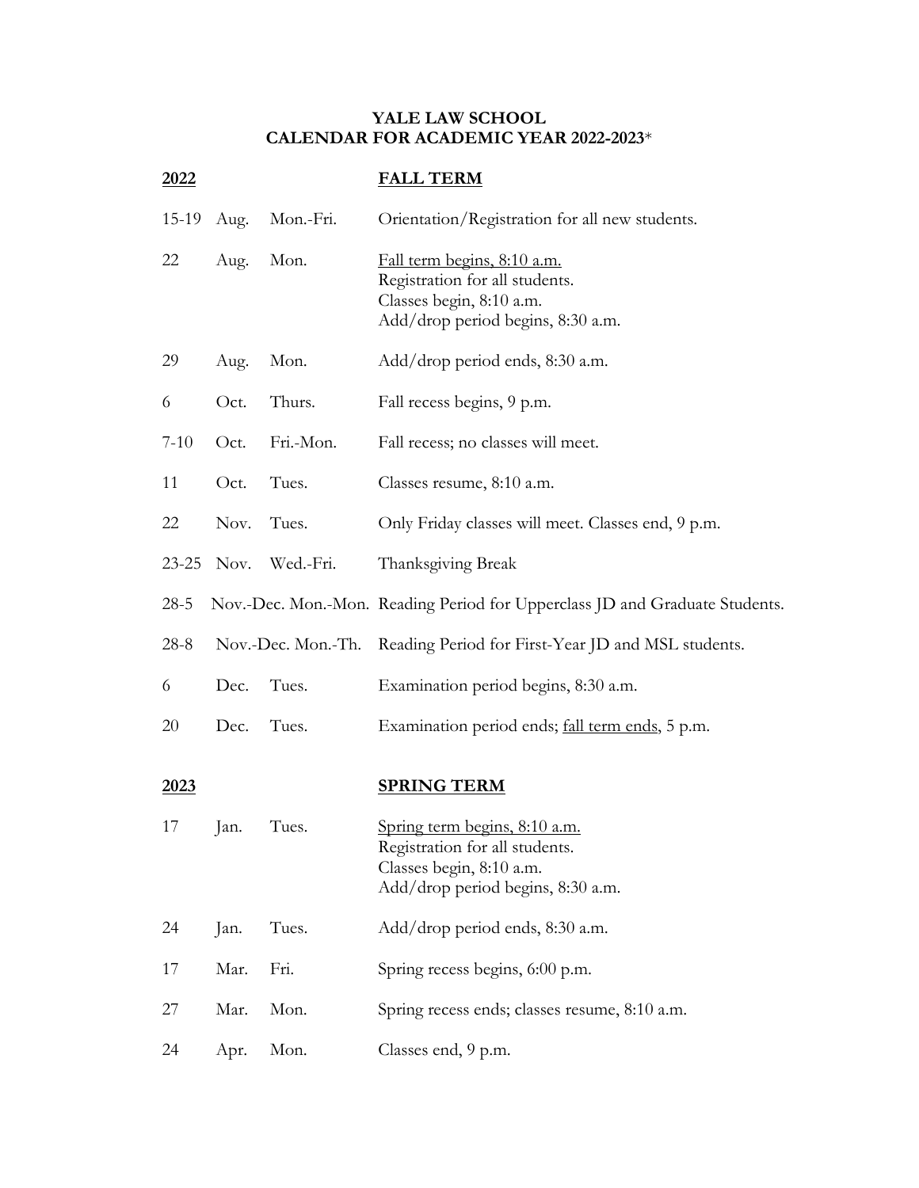**YALE LAW SCHOOL**
**CALENDAR FOR ACADEMIC YEAR 2022-2023***

| **2022** | | | **FALL TERM** |
|---|---|---|---|
| 15-19 | Aug. | Mon.-Fri. | Orientation/Registration for all new students. |
| 22 | Aug. | Mon. | Fall term begins, 8:10 a.m.<br>Registration for all students.<br>Classes begin, 8:10 a.m.<br>Add/drop period begins, 8:30 a.m. |
| 29 | Aug. | Mon. | Add/drop period ends, 8:30 a.m. |
| 6 | Oct. | Thurs. | Fall recess begins, 9 p.m. |
| 7-10 | Oct. | Fri.-Mon. | Fall recess; no classes will meet. |
| 11 | Oct. | Tues. | Classes resume, 8:10 a.m. |
| 22 | Nov. | Tues. | Only Friday classes will meet. Classes end, 9 p.m. |
| 23-25 | Nov. | Wed.-Fri. | Thanksgiving Break |
| 28-5 | Nov.-Dec. | Mon.-Mon. | Reading Period for Upperclass JD and Graduate Students. |
| 28-8 | Nov.-Dec. | Mon.-Th. | Reading Period for First-Year JD and MSL students. |
| 6 | Dec. | Tues. | Examination period begins, 8:30 a.m. |
| 20 | Dec. | Tues. | Examination period ends; fall term ends, 5 p.m. |

| **2023** | | | **SPRING TERM** |
|---|---|---|---|
| 17 | Jan. | Tues. | Spring term begins, 8:10 a.m.<br>Registration for all students.<br>Classes begin, 8:10 a.m.<br>Add/drop period begins, 8:30 a.m. |
| 24 | Jan. | Tues. | Add/drop period ends, 8:30 a.m. |
| 17 | Mar. | Fri. | Spring recess begins, 6:00 p.m. |
| 27 | Mar. | Mon. | Spring recess ends; classes resume, 8:10 a.m. |
| 24 | Apr. | Mon. | Classes end, 9 p.m. |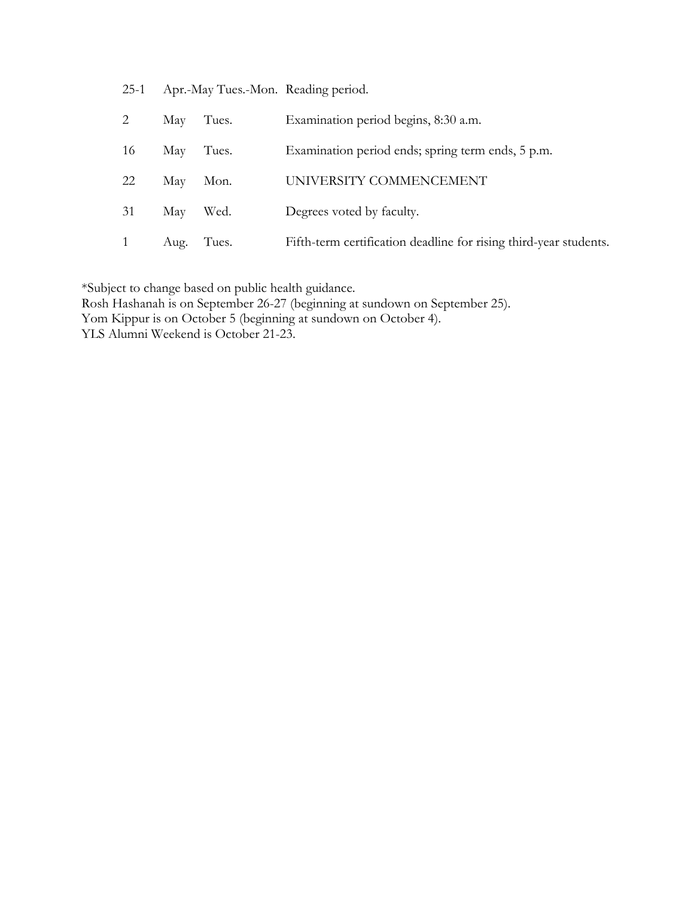| | | | |
|---|---|---|---|
| 25-1 | Apr.-May | Tues.-Mon. | Reading period. |
| 2 | May | Tues. | Examination period begins, 8:30 a.m. |
| 16 | May | Tues. | Examination period ends; spring term ends, 5 p.m. |
| 22 | May | Mon. | UNIVERSITY COMMENCEMENT |
| 31 | May | Wed. | Degrees voted by faculty. |
| 1 | Aug. | Tues. | Fifth-term certification deadline for rising third-year students. |

*Subject to change based on public health guidance.
Rosh Hashanah is on September 26-27 (beginning at sundown on September 25).
Yom Kippur is on October 5 (beginning at sundown on October 4).
YLS Alumni Weekend is October 21-23.